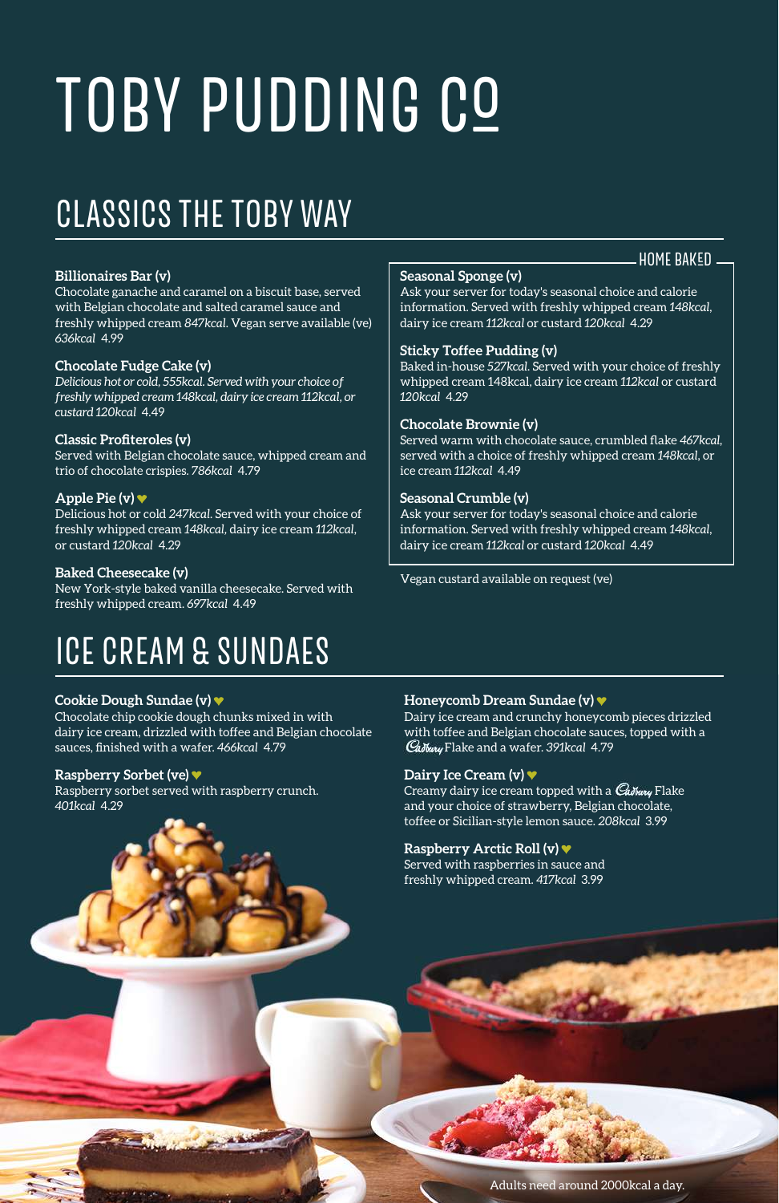# TOBY PUDDING Cº

## CLASSICS THE TOBY WAY

**Billionaires Bar (v)**
Chocolate ganache and caramel on a biscuit base, served with Belgian chocolate and salted caramel sauce and freshly whipped cream *847kcal*. Vegan serve available (ve) *636kcal* 4.99

**Chocolate Fudge Cake (v)**
*Delicious hot or cold, 555kcal. Served with your choice of freshly whipped cream 148kcal, dairy ice cream 112kcal, or custard 120kcal* 4.49

**Classic Profiteroles (v)**
Served with Belgian chocolate sauce, whipped cream and trio of chocolate crispies. *786kcal* 4.79

**Apple Pie (v)** ♥
Delicious hot or cold *247kcal*. Served with your choice of freshly whipped cream *148kcal*, dairy ice cream *112kcal*, or custard *120kcal* 4.29

**Baked Cheesecake (v)**
New York-style baked vanilla cheesecake. Served with freshly whipped cream. *697kcal* 4.49

### HOME BAKED

**Seasonal Sponge (v)**
Ask your server for today's seasonal choice and calorie information. Served with freshly whipped cream *148kcal*, dairy ice cream *112kcal* or custard *120kcal* 4.29

**Sticky Toffee Pudding (v)**
Baked in-house *527kcal*. Served with your choice of freshly whipped cream 148kcal, dairy ice cream *112kcal* or custard *120kcal* 4.29

**Chocolate Brownie (v)**
Served warm with chocolate sauce, crumbled flake *467kcal*, served with a choice of freshly whipped cream *148kcal*, or ice cream *112kcal* 4.49

**Seasonal Crumble (v)**
Ask your server for today's seasonal choice and calorie information. Served with freshly whipped cream *148kcal*, dairy ice cream *112kcal* or custard *120kcal* 4.49

Vegan custard available on request (ve)

## ICE CREAM & SUNDAES

**Cookie Dough Sundae (v)** ♥
Chocolate chip cookie dough chunks mixed in with dairy ice cream, drizzled with toffee and Belgian chocolate sauces, finished with a wafer. *466kcal* 4.79

**Raspberry Sorbet (ve)** ♥
Raspberry sorbet served with raspberry crunch. *401kcal* 4.29

**Honeycomb Dream Sundae (v)** ♥
Dairy ice cream and crunchy honeycomb pieces drizzled with toffee and Belgian chocolate sauces, topped with a Cadbury Flake and a wafer. *391kcal* 4.79

**Dairy Ice Cream (v)** ♥
Creamy dairy ice cream topped with a Cadbury Flake and your choice of strawberry, Belgian chocolate, toffee or Sicilian-style lemon sauce. *208kcal* 3.99

**Raspberry Arctic Roll (v)** ♥
Served with raspberries in sauce and freshly whipped cream. *417kcal* 3.99

Adults need around 2000kcal a day.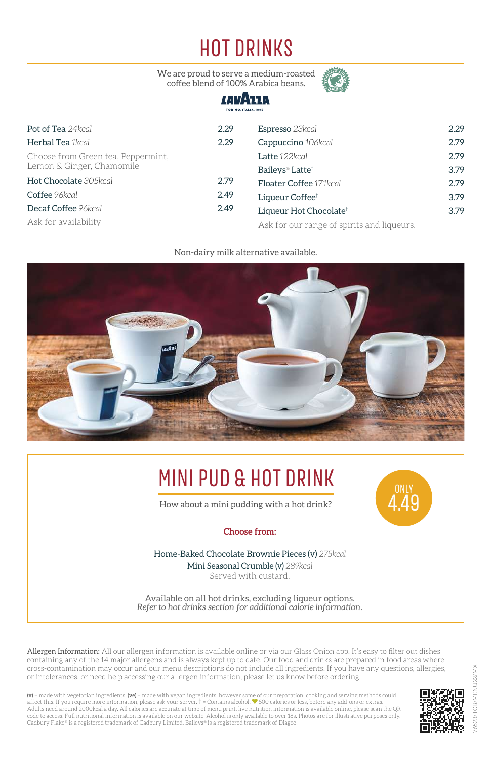# HOT DRINKS

We are proud to serve a medium-roasted coffee blend of 100% Arabica beans.

| | |
|---|---|
| Pot of Tea *24kcal* | 2.29 |
| Herbal Tea *1kcal* | 2.29 |
| Choose from Green tea, Peppermint, Lemon & Ginger, Chamomile | |
| Hot Chocolate *305kcal* | 2.79 |
| Coffee *96kcal* | 2.49 |
| Decaf Coffee *96kcal* | 2.49 |
| Ask for availability | |

| | |
|---|---|
| Espresso *23kcal* | 2.29 |
| Cappuccino *106kcal* | 2.79 |
| Latte *122kcal* | 2.79 |
| Baileys® Latte† | 3.79 |
| Floater Coffee *171kcal* | 2.79 |
| Liqueur Coffee† | 3.79 |
| Liqueur Hot Chocolate† | 3.79 |
| Ask for our range of spirits and liqueurs. | |

Non-dairy milk alternative available.

# MINI PUD & HOT DRINK

ONLY 4.49

How about a mini pudding with a hot drink?

**Choose from:**

Home-Baked Chocolate Brownie Pieces (v) *275kcal*
Mini Seasonal Crumble (v) *289kcal*
Served with custard.

Available on all hot drinks, excluding liqueur options.
*Refer to hot drinks section for additional calorie information.*

Allergen Information: All our allergen information is available online or via our Glass Onion app. It's easy to filter out dishes containing any of the 14 major allergens and is always kept up to date. Our food and drinks are prepared in food areas where cross-contamination may occur and our menu descriptions do not include all ingredients. If you have any questions, allergies, or intolerances, or need help accessing our allergen information, please let us know before ordering.

(v) = made with vegetarian ingredients, (ve) = made with vegan ingredients, however some of our preparation, cooking and serving methods could affect this. If you require more information, please ask your server. † = Contains alcohol. ♥ 500 calories or less, before any add-ons or extras. Adults need around 2000kcal a day. All calories are accurate at time of menu print, live nutrition information is available online, please scan the QR code to access. Full nutritional information is available on our website. Alcohol is only available to over 18s. Photos are for illustrative purposes only. Cadbury Flake® is a registered trademark of Cadbury Limited. Baileys® is a registered trademark of Diageo.

7652/TOB/MENU22/MX